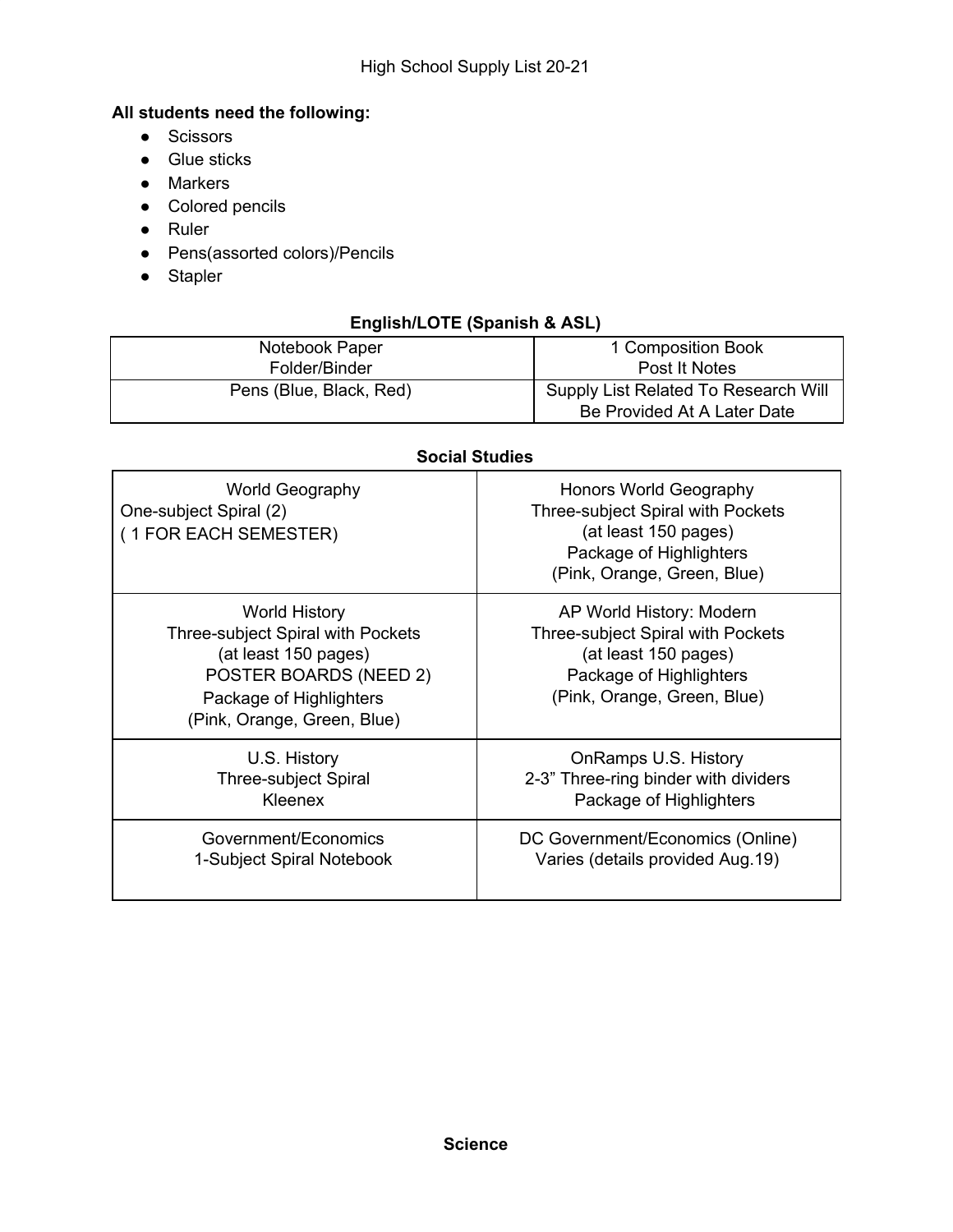# High School Supply List 20-21

**All students need the following:**

- Scissors
- Glue sticks
- Markers
- Colored pencils
- Ruler
- Pens(assorted colors)/Pencils
- Stapler

### English/LOTE (Spanish & ASL)

| | |
|---|---|
| Notebook Paper<br>Folder/Binder | 1 Composition Book<br>Post It Notes |
| Pens (Blue, Black, Red) | Supply List Related To Research Will Be Provided At A Later Date |

### Social Studies

| | |
|---|---|
| World Geography<br>One-subject Spiral (2)<br>( 1 FOR EACH SEMESTER) | Honors World Geography<br>Three-subject Spiral with Pockets<br>(at least 150 pages)<br>Package of Highlighters<br>(Pink, Orange, Green, Blue) |
| World History<br>Three-subject Spiral with Pockets<br>(at least 150 pages)<br>POSTER BOARDS (NEED 2)<br>Package of Highlighters<br>(Pink, Orange, Green, Blue) | AP World History: Modern<br>Three-subject Spiral with Pockets<br>(at least 150 pages)<br>Package of Highlighters<br>(Pink, Orange, Green, Blue) |
| U.S. History<br>Three-subject Spiral<br>Kleenex | OnRamps U.S. History<br>2-3" Three-ring binder with dividers<br>Package of Highlighters |
| Government/Economics<br>1-Subject Spiral Notebook | DC Government/Economics (Online)<br>Varies (details provided Aug.19) |

### Science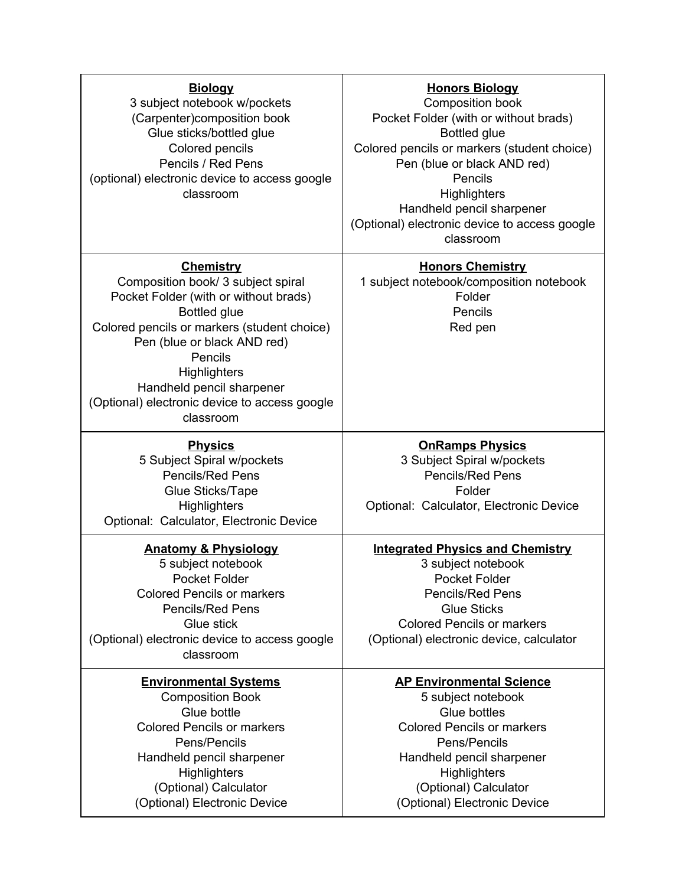| **Biology** | **Honors Biology** |
|---|---|
| 3 subject notebook w/pockets<br>(Carpenter)composition book<br>Glue sticks/bottled glue<br>Colored pencils<br>Pencils / Red Pens<br>(optional) electronic device to access google classroom | Composition book<br>Pocket Folder (with or without brads)<br>Bottled glue<br>Colored pencils or markers (student choice)<br>Pen (blue or black AND red)<br>Pencils<br>Highlighters<br>Handheld pencil sharpener<br>(Optional) electronic device to access google classroom |
| **Chemistry**<br>Composition book/ 3 subject spiral<br>Pocket Folder (with or without brads)<br>Bottled glue<br>Colored pencils or markers (student choice)<br>Pen (blue or black AND red)<br>Pencils<br>Highlighters<br>Handheld pencil sharpener<br>(Optional) electronic device to access google classroom | **Honors Chemistry**<br>1 subject notebook/composition notebook<br>Folder<br>Pencils<br>Red pen |
| **Physics**<br>5 Subject Spiral w/pockets<br>Pencils/Red Pens<br>Glue Sticks/Tape<br>Highlighters<br>Optional: Calculator, Electronic Device | **OnRamps Physics**<br>3 Subject Spiral w/pockets<br>Pencils/Red Pens<br>Folder<br>Optional: Calculator, Electronic Device |
| **Anatomy & Physiology**<br>5 subject notebook<br>Pocket Folder<br>Colored Pencils or markers<br>Pencils/Red Pens<br>Glue stick<br>(Optional) electronic device to access google classroom | **Integrated Physics and Chemistry**<br>3 subject notebook<br>Pocket Folder<br>Pencils/Red Pens<br>Glue Sticks<br>Colored Pencils or markers<br>(Optional) electronic device, calculator |
| **Environmental Systems**<br>Composition Book<br>Glue bottle<br>Colored Pencils or markers<br>Pens/Pencils<br>Handheld pencil sharpener<br>Highlighters<br>(Optional) Calculator<br>(Optional) Electronic Device | **AP Environmental Science**<br>5 subject notebook<br>Glue bottles<br>Colored Pencils or markers<br>Pens/Pencils<br>Handheld pencil sharpener<br>Highlighters<br>(Optional) Calculator<br>(Optional) Electronic Device |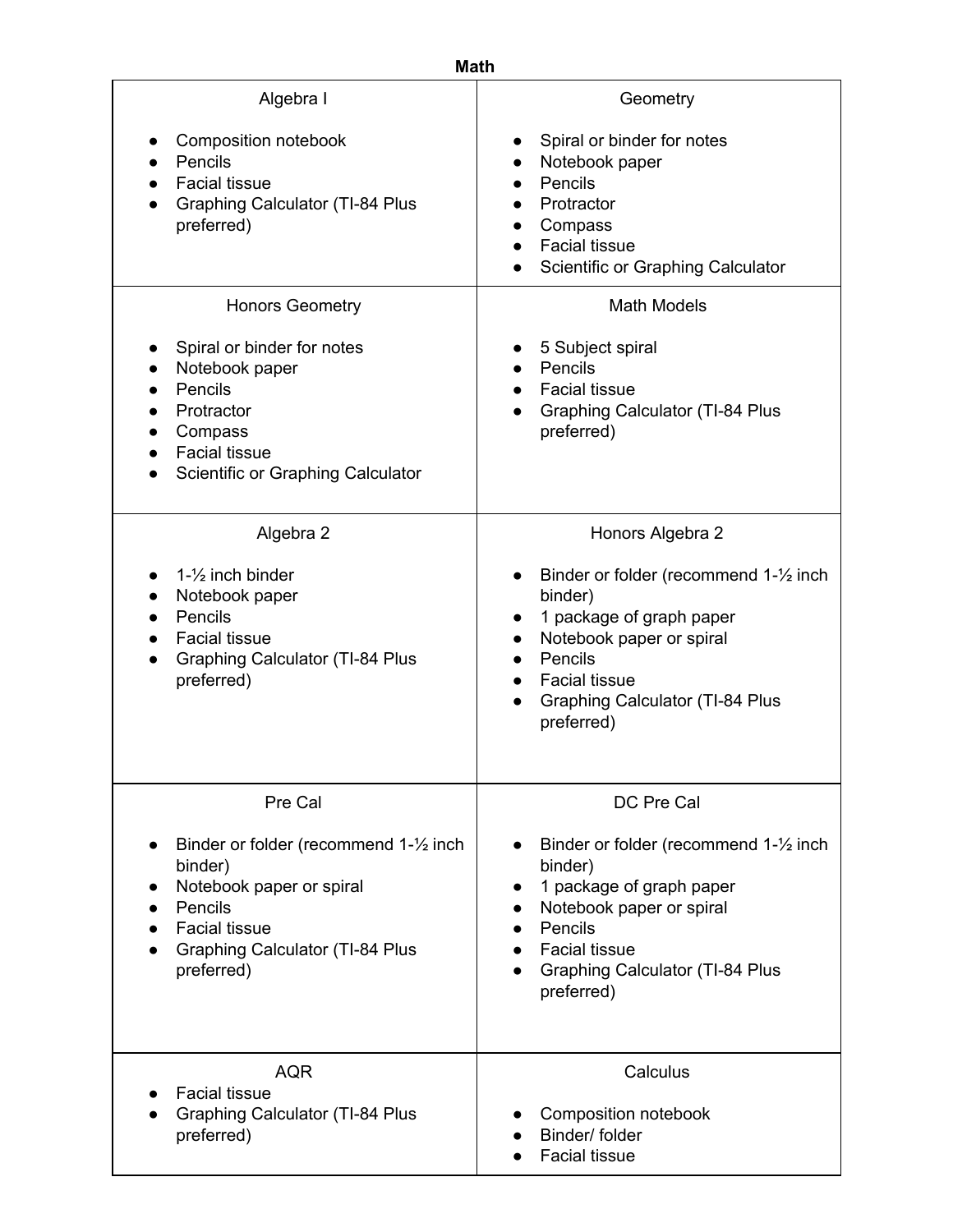**Math**

| Algebra I | Geometry |
| --- | --- |
| • Composition notebook<br>• Pencils<br>• Facial tissue<br>• Graphing Calculator (TI-84 Plus preferred) | • Spiral or binder for notes<br>• Notebook paper<br>• Pencils<br>• Protractor<br>• Compass<br>• Facial tissue<br>• Scientific or Graphing Calculator |
| **Honors Geometry** | **Math Models** |
| • Spiral or binder for notes<br>• Notebook paper<br>• Pencils<br>• Protractor<br>• Compass<br>• Facial tissue<br>• Scientific or Graphing Calculator | • 5 Subject spiral<br>• Pencils<br>• Facial tissue<br>• Graphing Calculator (TI-84 Plus preferred) |
| **Algebra 2** | **Honors Algebra 2** |
| • 1-½ inch binder<br>• Notebook paper<br>• Pencils<br>• Facial tissue<br>• Graphing Calculator (TI-84 Plus preferred) | • Binder or folder (recommend 1-½ inch binder)<br>• 1 package of graph paper<br>• Notebook paper or spiral<br>• Pencils<br>• Facial tissue<br>• Graphing Calculator (TI-84 Plus preferred) |
| **Pre Cal** | **DC Pre Cal** |
| • Binder or folder (recommend 1-½ inch binder)<br>• Notebook paper or spiral<br>• Pencils<br>• Facial tissue<br>• Graphing Calculator (TI-84 Plus preferred) | • Binder or folder (recommend 1-½ inch binder)<br>• 1 package of graph paper<br>• Notebook paper or spiral<br>• Pencils<br>• Facial tissue<br>• Graphing Calculator (TI-84 Plus preferred) |
| **AQR** | **Calculus** |
| • Facial tissue<br>• Graphing Calculator (TI-84 Plus preferred) | • Composition notebook<br>• Binder/ folder<br>• Facial tissue |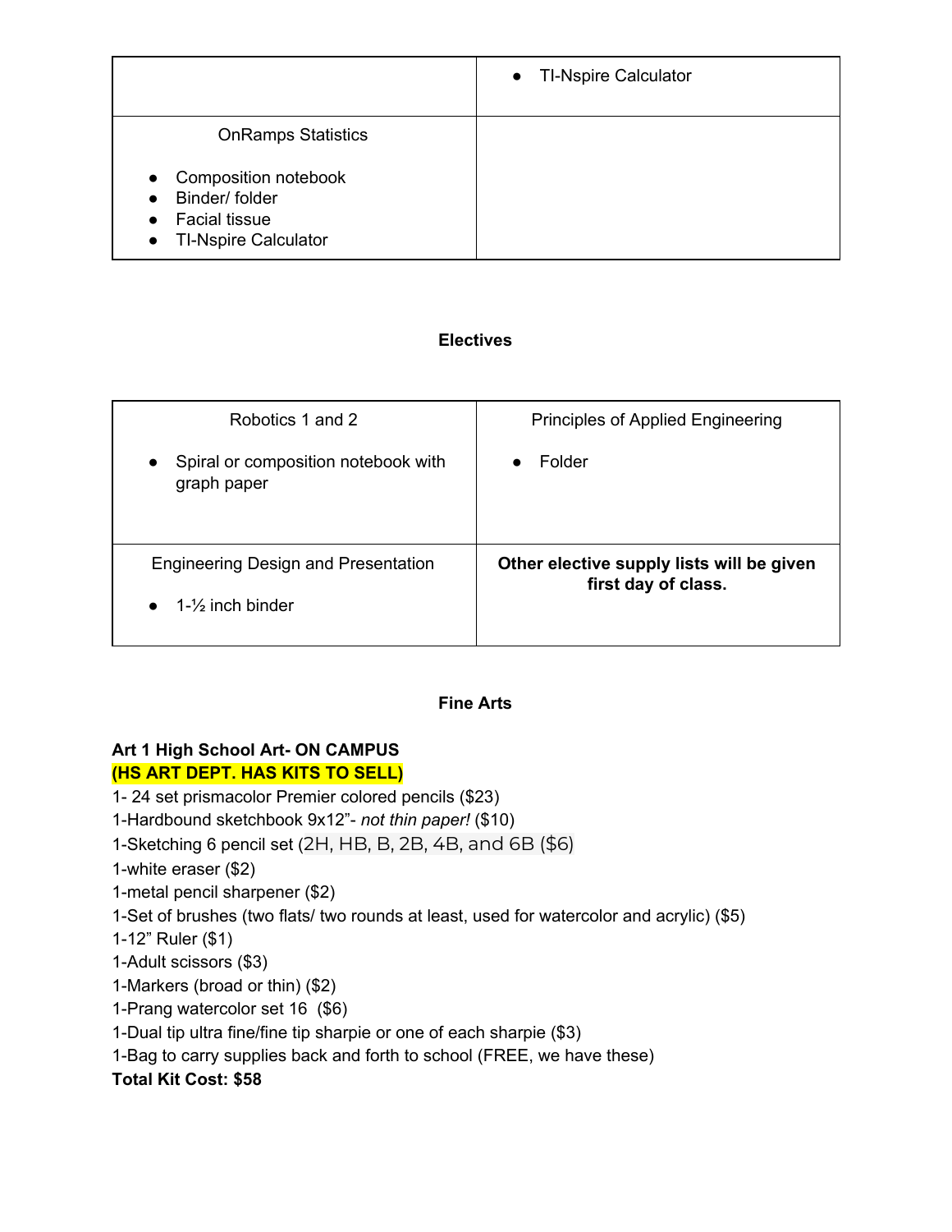| | |
|---|---|
| | • TI-Nspire Calculator |
| OnRamps Statistics<br>• Composition notebook<br>• Binder/ folder<br>• Facial tissue<br>• TI-Nspire Calculator | |

**Electives**

| | |
|---|---|
| Robotics 1 and 2<br>• Spiral or composition notebook with graph paper | Principles of Applied Engineering<br>• Folder |
| Engineering Design and Presentation<br>• 1-½ inch binder | **Other elective supply lists will be given first day of class.** |

**Fine Arts**

**Art 1 High School Art- ON CAMPUS**
**(HS ART DEPT. HAS KITS TO SELL)**

1- 24 set prismacolor Premier colored pencils ($23)
1-Hardbound sketchbook 9x12"- *not thin paper!* ($10)
1-Sketching 6 pencil set (2H, HB, B, 2B, 4B, and 6B ($6)
1-white eraser ($2)
1-metal pencil sharpener ($2)
1-Set of brushes (two flats/ two rounds at least, used for watercolor and acrylic) ($5)
1-12" Ruler ($1)
1-Adult scissors ($3)
1-Markers (broad or thin) ($2)
1-Prang watercolor set 16 ($6)
1-Dual tip ultra fine/fine tip sharpie or one of each sharpie ($3)
1-Bag to carry supplies back and forth to school (FREE, we have these)
**Total Kit Cost: $58**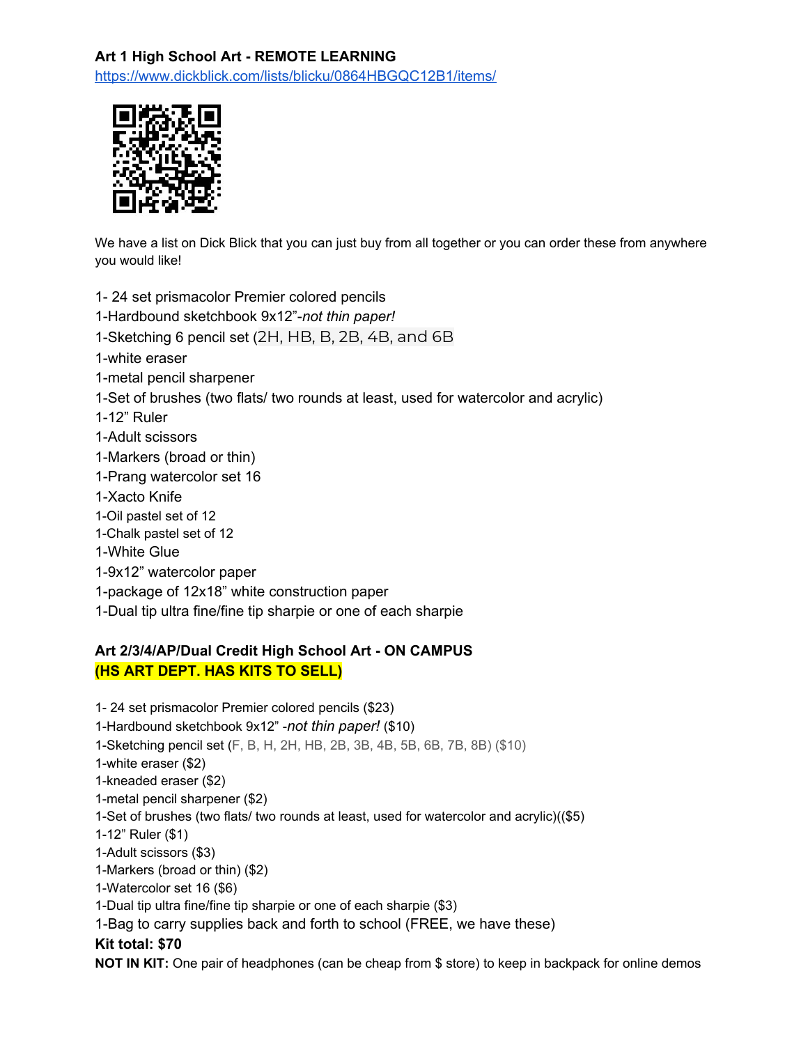**Art 1 High School Art - REMOTE LEARNING**

https://www.dickblick.com/lists/blicku/0864HBGQC12B1/items/

We have a list on Dick Blick that you can just buy from all together or you can order these from anywhere you would like!

1- 24 set prismacolor Premier colored pencils
1-Hardbound sketchbook 9x12"-*not thin paper!*
1-Sketching 6 pencil set (2H, HB, B, 2B, 4B, and 6B
1-white eraser
1-metal pencil sharpener
1-Set of brushes (two flats/ two rounds at least, used for watercolor and acrylic)
1-12" Ruler
1-Adult scissors
1-Markers (broad or thin)
1-Prang watercolor set 16
1-Xacto Knife
1-Oil pastel set of 12
1-Chalk pastel set of 12
1-White Glue
1-9x12" watercolor paper
1-package of 12x18" white construction paper
1-Dual tip ultra fine/fine tip sharpie or one of each sharpie

**Art 2/3/4/AP/Dual Credit High School Art - ON CAMPUS**
**(HS ART DEPT. HAS KITS TO SELL)**

1- 24 set prismacolor Premier colored pencils ($23)
1-Hardbound sketchbook 9x12" -*not thin paper!* ($10)
1-Sketching pencil set (F, B, H, 2H, HB, 2B, 3B, 4B, 5B, 6B, 7B, 8B) ($10)
1-white eraser ($2)
1-kneaded eraser ($2)
1-metal pencil sharpener ($2)
1-Set of brushes (two flats/ two rounds at least, used for watercolor and acrylic)(($5)
1-12" Ruler ($1)
1-Adult scissors ($3)
1-Markers (broad or thin) ($2)
1-Watercolor set 16 ($6)
1-Dual tip ultra fine/fine tip sharpie or one of each sharpie ($3)
1-Bag to carry supplies back and forth to school (FREE, we have these)
**Kit total: $70**
**NOT IN KIT:** One pair of headphones (can be cheap from $ store) to keep in backpack for online demos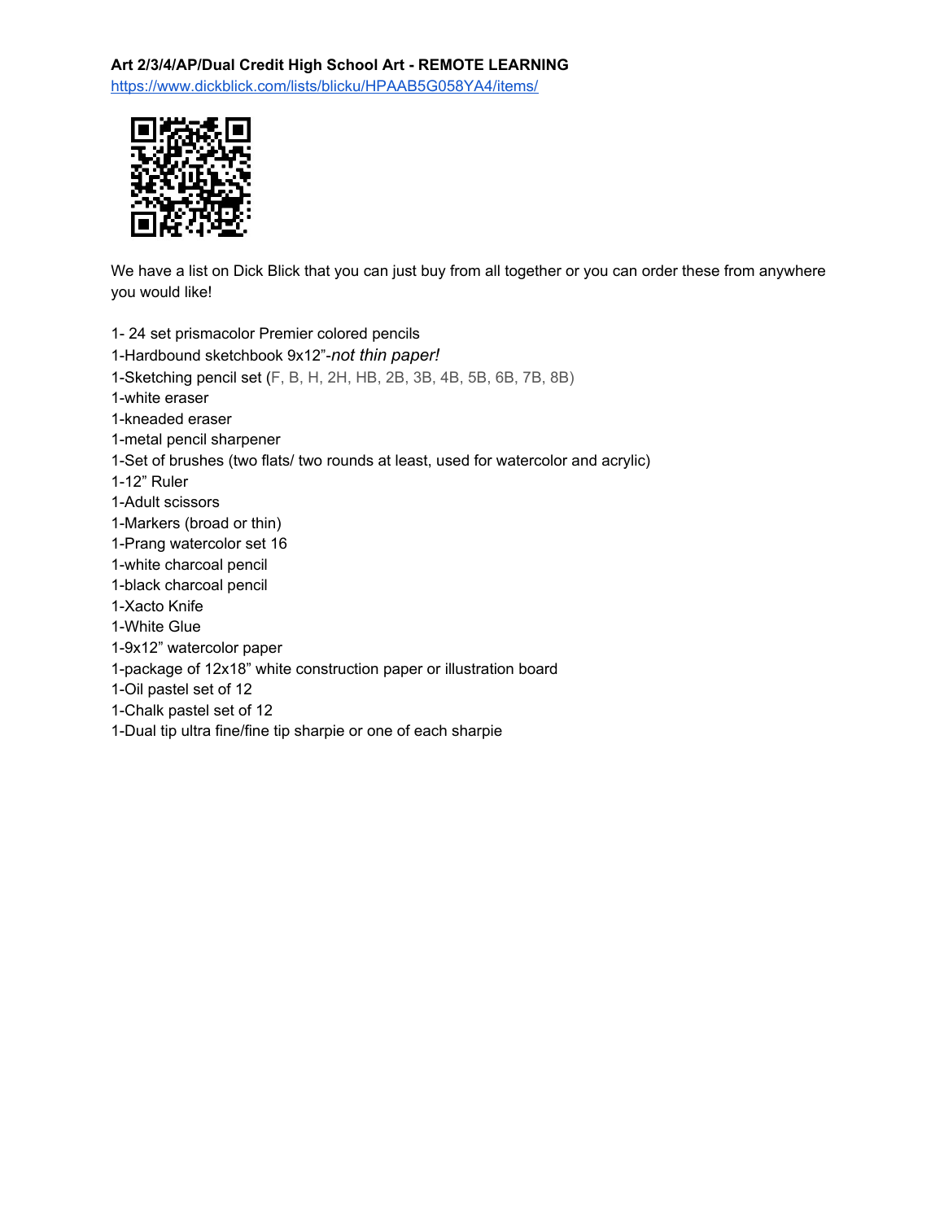**Art 2/3/4/AP/Dual Credit High School Art - REMOTE LEARNING**

https://www.dickblick.com/lists/blicku/HPAAB5G058YA4/items/

We have a list on Dick Blick that you can just buy from all together or you can order these from anywhere you would like!

1- 24 set prismacolor Premier colored pencils
1-Hardbound sketchbook 9x12"-*not thin paper!*
1-Sketching pencil set (F, B, H, 2H, HB, 2B, 3B, 4B, 5B, 6B, 7B, 8B)
1-white eraser
1-kneaded eraser
1-metal pencil sharpener
1-Set of brushes (two flats/ two rounds at least, used for watercolor and acrylic)
1-12" Ruler
1-Adult scissors
1-Markers (broad or thin)
1-Prang watercolor set 16
1-white charcoal pencil
1-black charcoal pencil
1-Xacto Knife
1-White Glue
1-9x12" watercolor paper
1-package of 12x18" white construction paper or illustration board
1-Oil pastel set of 12
1-Chalk pastel set of 12
1-Dual tip ultra fine/fine tip sharpie or one of each sharpie